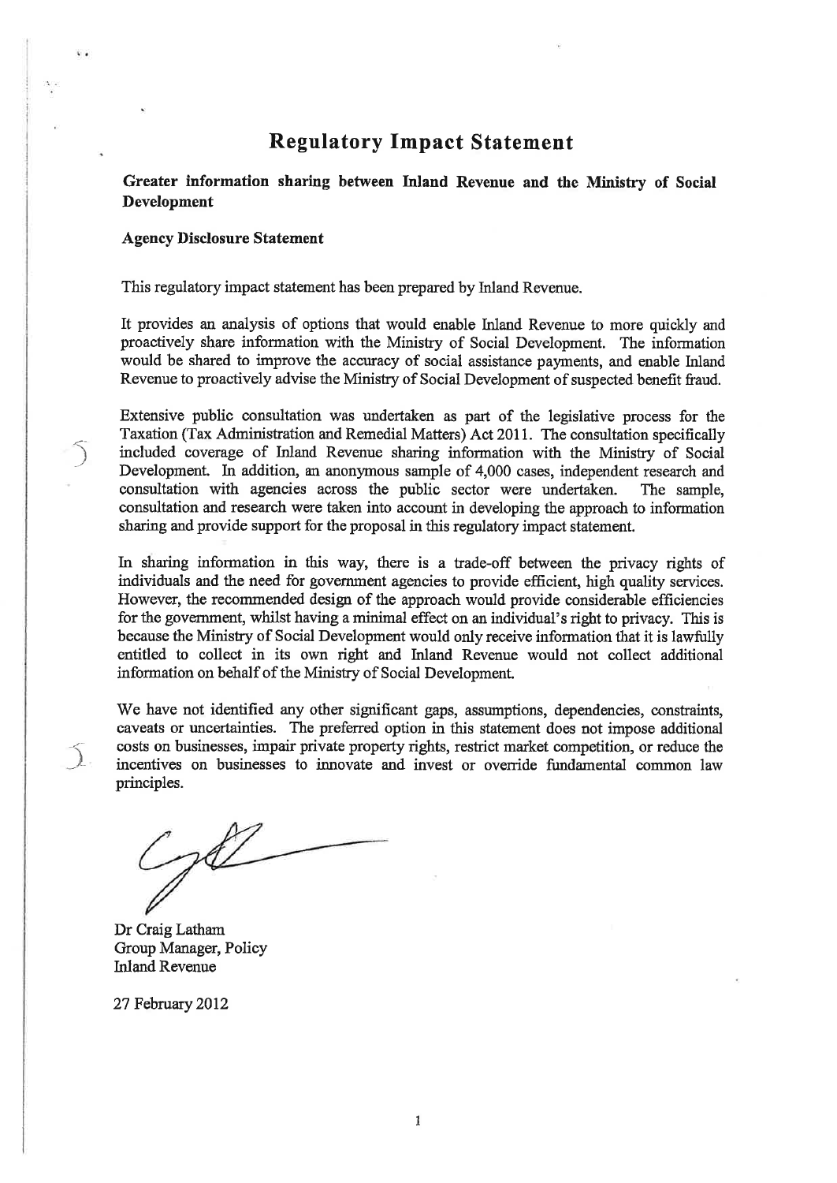# Regulatory Impact Statement

**Greater information sharing between Inland Revenue and the Ministry of Social Development**

**Agency Disclosure Statement**

This regulatory impact statement has been prepared by Inland Revenue.

It provides an analysis of options that would enable Inland Revenue to more quickly and proactively share information with the Ministry of Social Development. The information would be shared to improve the accuracy of social assistance payments, and enable Inland Revenue to proactively advise the Ministry of Social Development of suspected benefit fraud.

Extensive public consultation was undertaken as part of the legislative process for the Taxation (Tax Administration and Remedial Matters) Act 2011. The consultation specifically included coverage of Inland Revenue sharing information with the Ministry of Social Development. In addition, an anonymous sample of 4,000 cases, independent research and consultation with agencies across the public sector were undertaken. The sample, consultation and research were taken into account in developing the approach to information sharing and provide support for the proposal in this regulatory impact statement.

In sharing information in this way, there is a trade-off between the privacy rights of individuals and the need for government agencies to provide efficient, high quality services. However, the recommended design of the approach would provide considerable efficiencies for the government, whilst having a minimal effect on an individual's right to privacy. This is because the Ministry of Social Development would only receive information that it is lawfully entitled to collect in its own right and Inland Revenue would not collect additional information on behalf of the Ministry of Social Development.

We have not identified any other significant gaps, assumptions, dependencies, constraints, caveats or uncertainties. The preferred option in this statement does not impose additional costs on businesses, impair private property rights, restrict market competition, or reduce the incentives on businesses to innovate and invest or override fundamental common law principles.

Dr Craig Latham
Group Manager, Policy
Inland Revenue

27 February 2012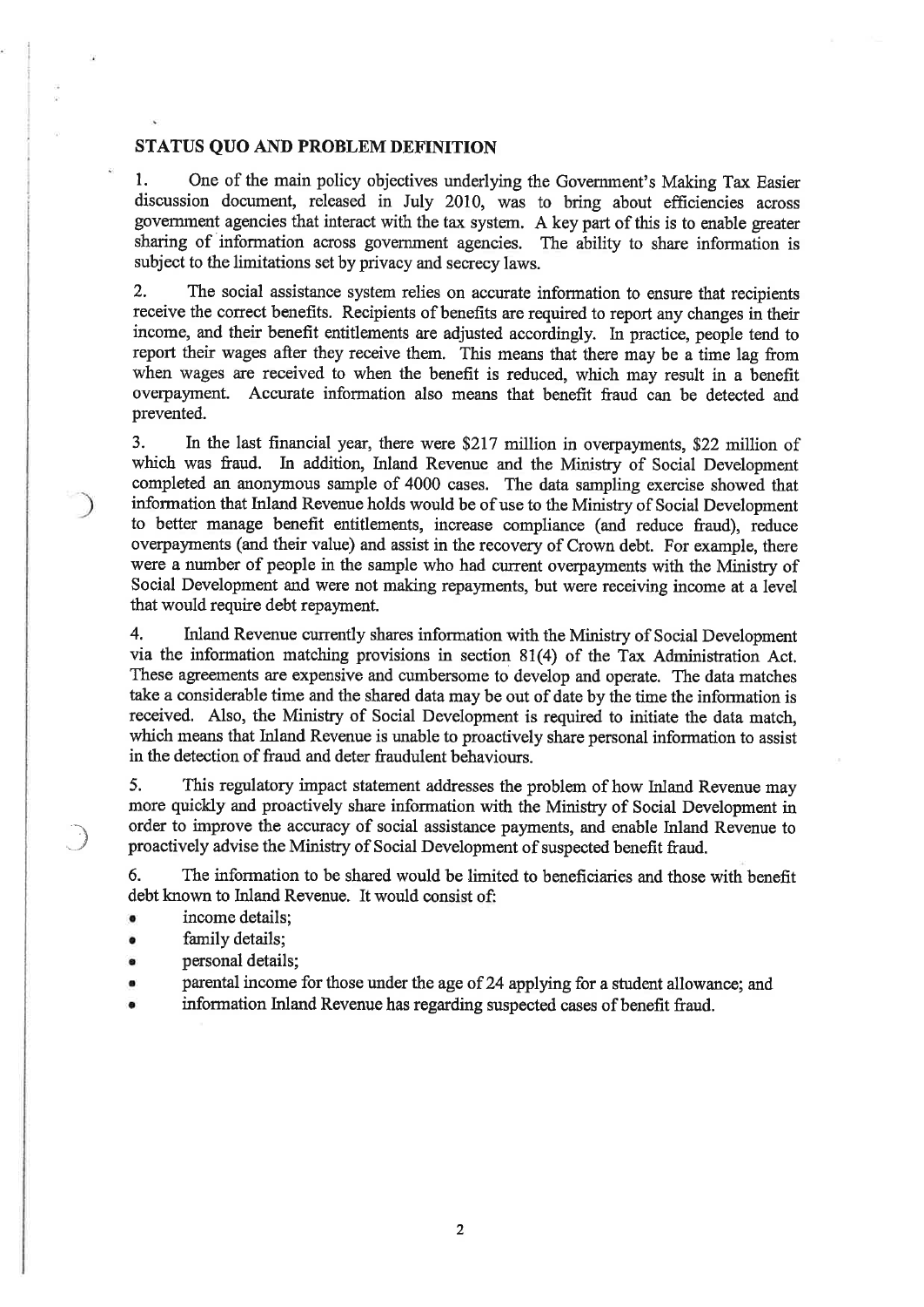## STATUS QUO AND PROBLEM DEFINITION

1. One of the main policy objectives underlying the Government's Making Tax Easier discussion document, released in July 2010, was to bring about efficiencies across government agencies that interact with the tax system. A key part of this is to enable greater sharing of information across government agencies. The ability to share information is subject to the limitations set by privacy and secrecy laws.

2. The social assistance system relies on accurate information to ensure that recipients receive the correct benefits. Recipients of benefits are required to report any changes in their income, and their benefit entitlements are adjusted accordingly. In practice, people tend to report their wages after they receive them. This means that there may be a time lag from when wages are received to when the benefit is reduced, which may result in a benefit overpayment. Accurate information also means that benefit fraud can be detected and prevented.

3. In the last financial year, there were $217 million in overpayments, $22 million of which was fraud. In addition, Inland Revenue and the Ministry of Social Development completed an anonymous sample of 4000 cases. The data sampling exercise showed that information that Inland Revenue holds would be of use to the Ministry of Social Development to better manage benefit entitlements, increase compliance (and reduce fraud), reduce overpayments (and their value) and assist in the recovery of Crown debt. For example, there were a number of people in the sample who had current overpayments with the Ministry of Social Development and were not making repayments, but were receiving income at a level that would require debt repayment.

4. Inland Revenue currently shares information with the Ministry of Social Development via the information matching provisions in section 81(4) of the Tax Administration Act. These agreements are expensive and cumbersome to develop and operate. The data matches take a considerable time and the shared data may be out of date by the time the information is received. Also, the Ministry of Social Development is required to initiate the data match, which means that Inland Revenue is unable to proactively share personal information to assist in the detection of fraud and deter fraudulent behaviours.

5. This regulatory impact statement addresses the problem of how Inland Revenue may more quickly and proactively share information with the Ministry of Social Development in order to improve the accuracy of social assistance payments, and enable Inland Revenue to proactively advise the Ministry of Social Development of suspected benefit fraud.

6. The information to be shared would be limited to beneficiaries and those with benefit debt known to Inland Revenue. It would consist of:

- income details;
- family details;
- personal details;
- parental income for those under the age of 24 applying for a student allowance; and
- information Inland Revenue has regarding suspected cases of benefit fraud.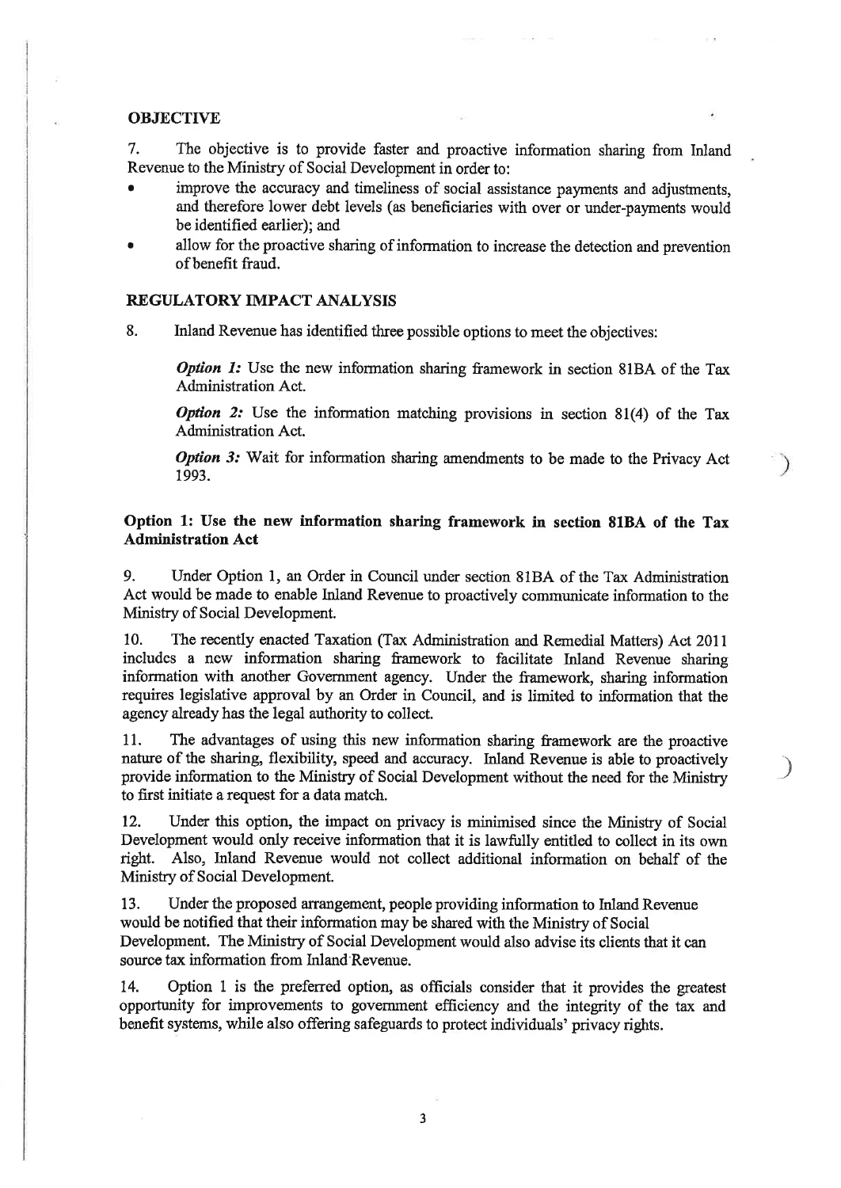## OBJECTIVE

7. The objective is to provide faster and proactive information sharing from Inland Revenue to the Ministry of Social Development in order to:

- improve the accuracy and timeliness of social assistance payments and adjustments, and therefore lower debt levels (as beneficiaries with over or under-payments would be identified earlier); and
- allow for the proactive sharing of information to increase the detection and prevention of benefit fraud.

## REGULATORY IMPACT ANALYSIS

8. Inland Revenue has identified three possible options to meet the objectives:

> ***Option 1:*** Use the new information sharing framework in section 81BA of the Tax Administration Act.
>
> ***Option 2:*** Use the information matching provisions in section 81(4) of the Tax Administration Act.
>
> ***Option 3:*** Wait for information sharing amendments to be made to the Privacy Act 1993.

### Option 1: Use the new information sharing framework in section 81BA of the Tax Administration Act

9. Under Option 1, an Order in Council under section 81BA of the Tax Administration Act would be made to enable Inland Revenue to proactively communicate information to the Ministry of Social Development.

10. The recently enacted Taxation (Tax Administration and Remedial Matters) Act 2011 includes a new information sharing framework to facilitate Inland Revenue sharing information with another Government agency. Under the framework, sharing information requires legislative approval by an Order in Council, and is limited to information that the agency already has the legal authority to collect.

11. The advantages of using this new information sharing framework are the proactive nature of the sharing, flexibility, speed and accuracy. Inland Revenue is able to proactively provide information to the Ministry of Social Development without the need for the Ministry to first initiate a request for a data match.

12. Under this option, the impact on privacy is minimised since the Ministry of Social Development would only receive information that it is lawfully entitled to collect in its own right. Also, Inland Revenue would not collect additional information on behalf of the Ministry of Social Development.

13. Under the proposed arrangement, people providing information to Inland Revenue would be notified that their information may be shared with the Ministry of Social Development. The Ministry of Social Development would also advise its clients that it can source tax information from Inland Revenue.

14. Option 1 is the preferred option, as officials consider that it provides the greatest opportunity for improvements to government efficiency and the integrity of the tax and benefit systems, while also offering safeguards to protect individuals' privacy rights.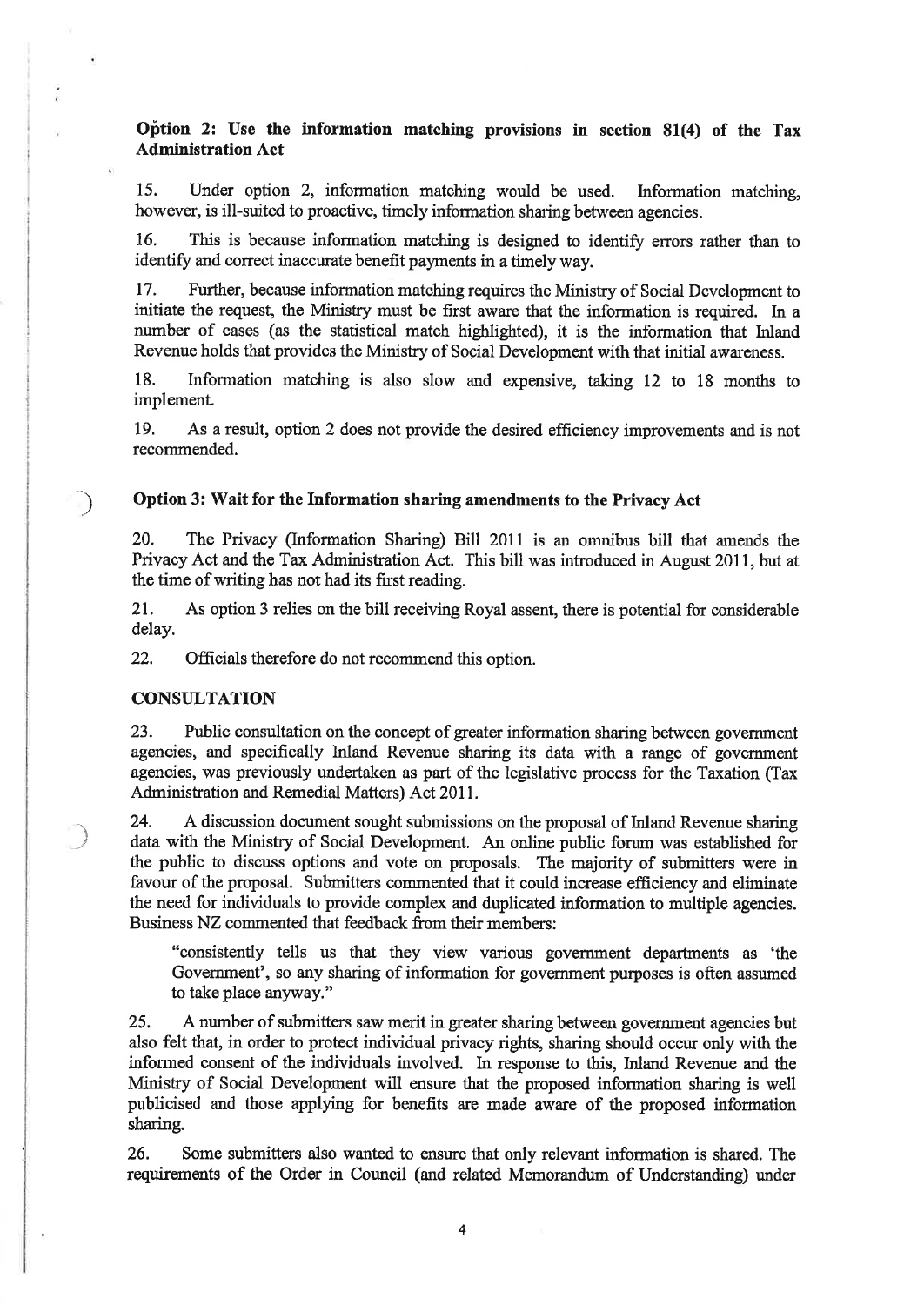**Option 2: Use the information matching provisions in section 81(4) of the Tax Administration Act**

15. Under option 2, information matching would be used. Information matching, however, is ill-suited to proactive, timely information sharing between agencies.

16. This is because information matching is designed to identify errors rather than to identify and correct inaccurate benefit payments in a timely way.

17. Further, because information matching requires the Ministry of Social Development to initiate the request, the Ministry must be first aware that the information is required. In a number of cases (as the statistical match highlighted), it is the information that Inland Revenue holds that provides the Ministry of Social Development with that initial awareness.

18. Information matching is also slow and expensive, taking 12 to 18 months to implement.

19. As a result, option 2 does not provide the desired efficiency improvements and is not recommended.

**Option 3: Wait for the Information sharing amendments to the Privacy Act**

20. The Privacy (Information Sharing) Bill 2011 is an omnibus bill that amends the Privacy Act and the Tax Administration Act. This bill was introduced in August 2011, but at the time of writing has not had its first reading.

21. As option 3 relies on the bill receiving Royal assent, there is potential for considerable delay.

22. Officials therefore do not recommend this option.

**CONSULTATION**

23. Public consultation on the concept of greater information sharing between government agencies, and specifically Inland Revenue sharing its data with a range of government agencies, was previously undertaken as part of the legislative process for the Taxation (Tax Administration and Remedial Matters) Act 2011.

24. A discussion document sought submissions on the proposal of Inland Revenue sharing data with the Ministry of Social Development. An online public forum was established for the public to discuss options and vote on proposals. The majority of submitters were in favour of the proposal. Submitters commented that it could increase efficiency and eliminate the need for individuals to provide complex and duplicated information to multiple agencies. Business NZ commented that feedback from their members:

> "consistently tells us that they view various government departments as 'the Government', so any sharing of information for government purposes is often assumed to take place anyway."

25. A number of submitters saw merit in greater sharing between government agencies but also felt that, in order to protect individual privacy rights, sharing should occur only with the informed consent of the individuals involved. In response to this, Inland Revenue and the Ministry of Social Development will ensure that the proposed information sharing is well publicised and those applying for benefits are made aware of the proposed information sharing.

26. Some submitters also wanted to ensure that only relevant information is shared. The requirements of the Order in Council (and related Memorandum of Understanding) under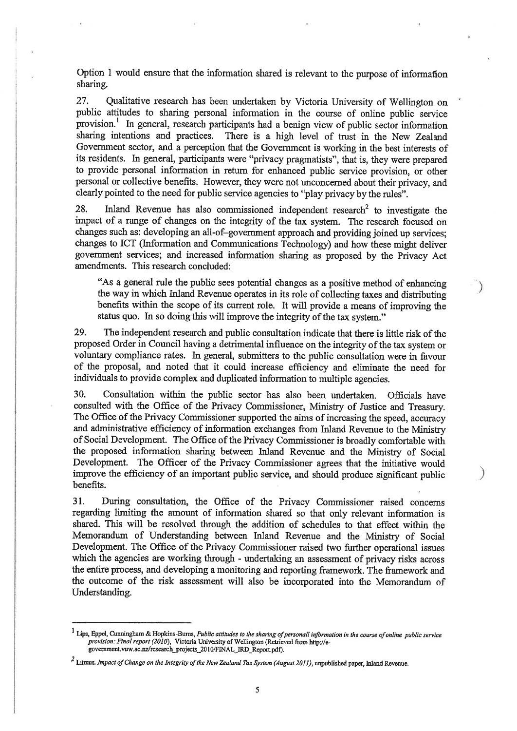Option 1 would ensure that the information shared is relevant to the purpose of information sharing.

27. Qualitative research has been undertaken by Victoria University of Wellington on public attitudes to sharing personal information in the course of online public service provision.[1] In general, research participants had a benign view of public sector information sharing intentions and practices. There is a high level of trust in the New Zealand Government sector, and a perception that the Government is working in the best interests of its residents. In general, participants were "privacy pragmatists", that is, they were prepared to provide personal information in return for enhanced public service provision, or other personal or collective benefits. However, they were not unconcerned about their privacy, and clearly pointed to the need for public service agencies to "play privacy by the rules".

28. Inland Revenue has also commissioned independent research[2] to investigate the impact of a range of changes on the integrity of the tax system. The research focused on changes such as: developing an all-of–government approach and providing joined up services; changes to ICT (Information and Communications Technology) and how these might deliver government services; and increased information sharing as proposed by the Privacy Act amendments. This research concluded:

> "As a general rule the public sees potential changes as a positive method of enhancing the way in which Inland Revenue operates in its role of collecting taxes and distributing benefits within the scope of its current role. It will provide a means of improving the status quo. In so doing this will improve the integrity of the tax system."

29. The independent research and public consultation indicate that there is little risk of the proposed Order in Council having a detrimental influence on the integrity of the tax system or voluntary compliance rates. In general, submitters to the public consultation were in favour of the proposal, and noted that it could increase efficiency and eliminate the need for individuals to provide complex and duplicated information to multiple agencies.

30. Consultation within the public sector has also been undertaken. Officials have consulted with the Office of the Privacy Commissioner, Ministry of Justice and Treasury. The Office of the Privacy Commissioner supported the aims of increasing the speed, accuracy and administrative efficiency of information exchanges from Inland Revenue to the Ministry of Social Development. The Office of the Privacy Commissioner is broadly comfortable with the proposed information sharing between Inland Revenue and the Ministry of Social Development. The Officer of the Privacy Commissioner agrees that the initiative would improve the efficiency of an important public service, and should produce significant public benefits.

31. During consultation, the Office of the Privacy Commissioner raised concerns regarding limiting the amount of information shared so that only relevant information is shared. This will be resolved through the addition of schedules to that effect within the Memorandum of Understanding between Inland Revenue and the Ministry of Social Development. The Office of the Privacy Commissioner raised two further operational issues which the agencies are working through - undertaking an assessment of privacy risks across the entire process, and developing a monitoring and reporting framework. The framework and the outcome of the risk assessment will also be incorporated into the Memorandum of Understanding.

---

[1] Lips, Eppel, Cunningham & Hopkins-Burns, *Public attitudes to the sharing of personall information in the course of online public service provision: Final report (2010)*, Victoria University of Wellington (Retrieved from http://e-government.vuw.ac.nz/research_projects_2010/FINAL_IRD_Report.pdf).

[2] Litmus, *Impact of Change on the Integrity of the New Zealand Tax System (August 2011)*, unpublished paper, Inland Revenue.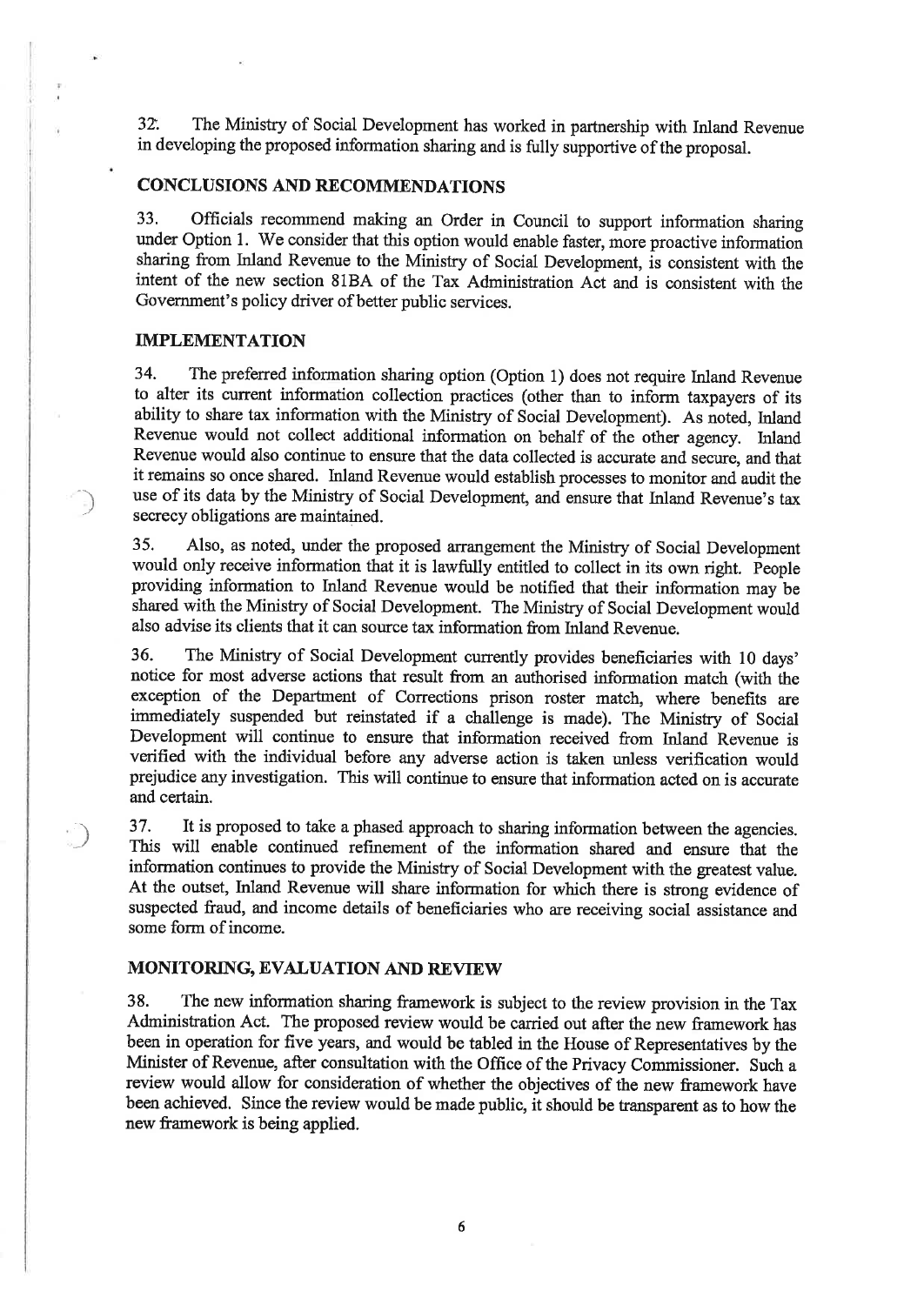32. The Ministry of Social Development has worked in partnership with Inland Revenue in developing the proposed information sharing and is fully supportive of the proposal.

## CONCLUSIONS AND RECOMMENDATIONS

33. Officials recommend making an Order in Council to support information sharing under Option 1. We consider that this option would enable faster, more proactive information sharing from Inland Revenue to the Ministry of Social Development, is consistent with the intent of the new section 81BA of the Tax Administration Act and is consistent with the Government's policy driver of better public services.

## IMPLEMENTATION

34. The preferred information sharing option (Option 1) does not require Inland Revenue to alter its current information collection practices (other than to inform taxpayers of its ability to share tax information with the Ministry of Social Development). As noted, Inland Revenue would not collect additional information on behalf of the other agency. Inland Revenue would also continue to ensure that the data collected is accurate and secure, and that it remains so once shared. Inland Revenue would establish processes to monitor and audit the use of its data by the Ministry of Social Development, and ensure that Inland Revenue's tax secrecy obligations are maintained.

35. Also, as noted, under the proposed arrangement the Ministry of Social Development would only receive information that it is lawfully entitled to collect in its own right. People providing information to Inland Revenue would be notified that their information may be shared with the Ministry of Social Development. The Ministry of Social Development would also advise its clients that it can source tax information from Inland Revenue.

36. The Ministry of Social Development currently provides beneficiaries with 10 days' notice for most adverse actions that result from an authorised information match (with the exception of the Department of Corrections prison roster match, where benefits are immediately suspended but reinstated if a challenge is made). The Ministry of Social Development will continue to ensure that information received from Inland Revenue is verified with the individual before any adverse action is taken unless verification would prejudice any investigation. This will continue to ensure that information acted on is accurate and certain.

37. It is proposed to take a phased approach to sharing information between the agencies. This will enable continued refinement of the information shared and ensure that the information continues to provide the Ministry of Social Development with the greatest value. At the outset, Inland Revenue will share information for which there is strong evidence of suspected fraud, and income details of beneficiaries who are receiving social assistance and some form of income.

## MONITORING, EVALUATION AND REVIEW

38. The new information sharing framework is subject to the review provision in the Tax Administration Act. The proposed review would be carried out after the new framework has been in operation for five years, and would be tabled in the House of Representatives by the Minister of Revenue, after consultation with the Office of the Privacy Commissioner. Such a review would allow for consideration of whether the objectives of the new framework have been achieved. Since the review would be made public, it should be transparent as to how the new framework is being applied.